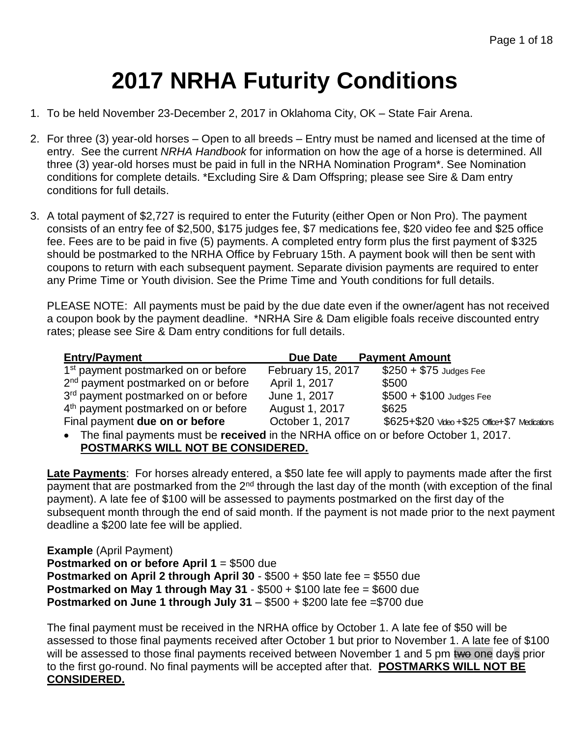# 2017 NRHA Futurity Conditions

1. To be held November 23-December 2, 2017 in Oklahoma City, OK – State Fair Arena.

2. For three (3) year-old horses – Open to all breeds – Entry must be named and licensed at the time of entry. See the current *NRHA Handbook* for information on how the age of a horse is determined. All three (3) year-old horses must be paid in full in the NRHA Nomination Program*. See Nomination conditions for complete details. *Excluding Sire & Dam Offspring; please see Sire & Dam entry conditions for full details.

3. A total payment of $2,727 is required to enter the Futurity (either Open or Non Pro). The payment consists of an entry fee of $2,500, $175 judges fee, $7 medications fee, $20 video fee and $25 office fee. Fees are to be paid in five (5) payments. A completed entry form plus the first payment of $325 should be postmarked to the NRHA Office by February 15th. A payment book will then be sent with coupons to return with each subsequent payment. Separate division payments are required to enter any Prime Time or Youth division. See the Prime Time and Youth conditions for full details.

   PLEASE NOTE: All payments must be paid by the due date even if the owner/agent has not received a coupon book by the payment deadline. *NRHA Sire & Dam eligible foals receive discounted entry rates; please see Sire & Dam entry conditions for full details.

| Entry/Payment | Due Date | Payment Amount |
|---|---|---|
| 1st payment postmarked on or before | February 15, 2017 | $250 + $75 Judges Fee |
| 2nd payment postmarked on or before | April 1, 2017 | $500 |
| 3rd payment postmarked on or before | June 1, 2017 | $500 + $100 Judges Fee |
| 4th payment postmarked on or before | August 1, 2017 | $625 |
| Final payment **due on or before** | October 1, 2017 | $625+$20 Video +$25 Office+$7 Medications |

   - The final payments must be **received** in the NRHA office on or before October 1, 2017. **POSTMARKS WILL NOT BE CONSIDERED.**

   **Late Payments**: For horses already entered, a $50 late fee will apply to payments made after the first payment that are postmarked from the 2nd through the last day of the month (with exception of the final payment). A late fee of $100 will be assessed to payments postmarked on the first day of the subsequent month through the end of said month. If the payment is not made prior to the next payment deadline a $200 late fee will be applied.

   **Example** (April Payment)
   **Postmarked on or before April 1** = $500 due
   **Postmarked on April 2 through April 30** - $500 + $50 late fee = $550 due
   **Postmarked on May 1 through May 31** - $500 + $100 late fee = $600 due
   **Postmarked on June 1 through July 31** – $500 + $200 late fee =$700 due

   The final payment must be received in the NRHA office by October 1. A late fee of $50 will be assessed to those final payments received after October 1 but prior to November 1. A late fee of $100 will be assessed to those final payments received between November 1 and 5 pm ~~two~~ one days prior to the first go-round. No final payments will be accepted after that. **POSTMARKS WILL NOT BE CONSIDERED.**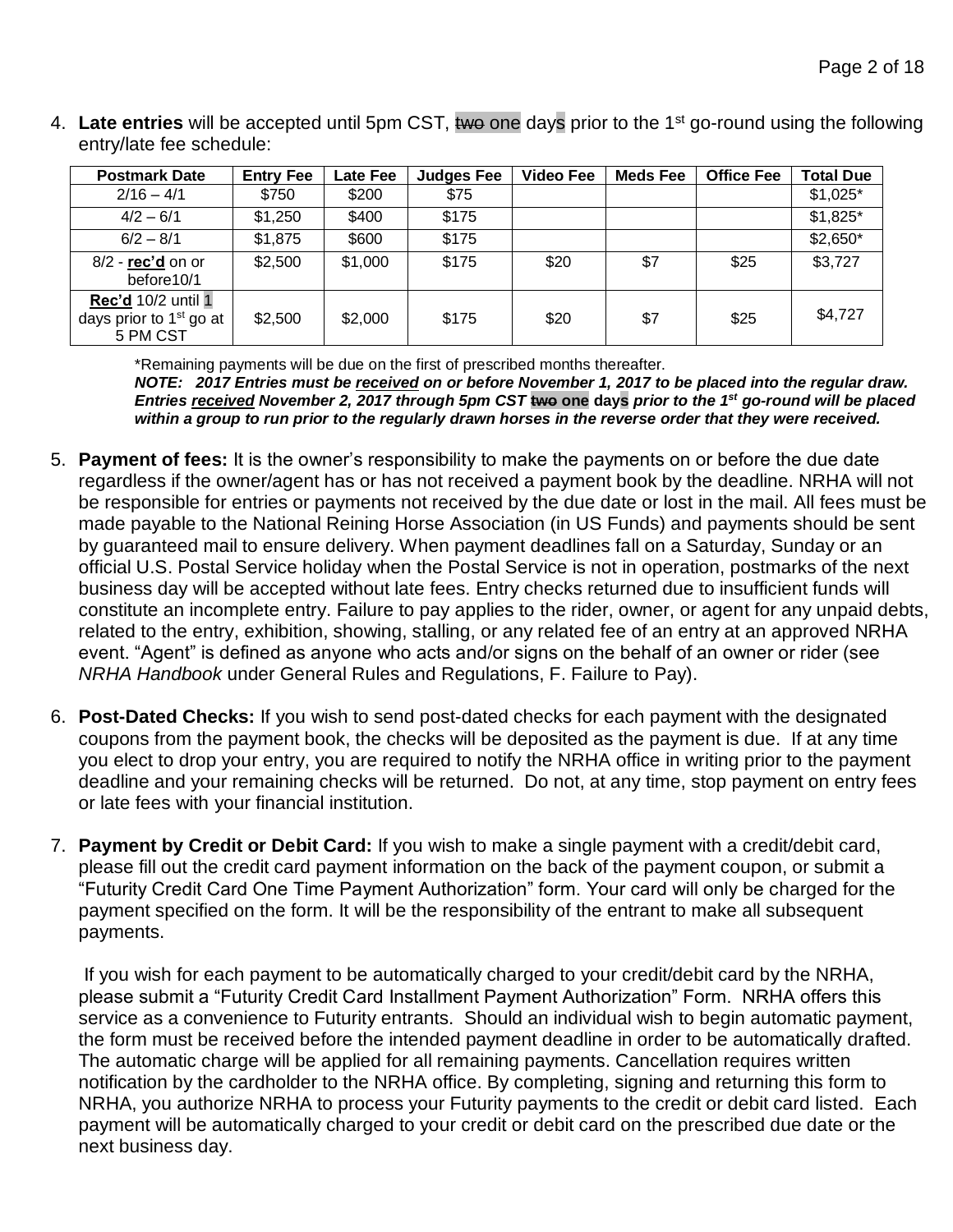4. **Late entries** will be accepted until 5pm CST, ~~two~~ one days prior to the 1st go-round using the following entry/late fee schedule:

| Postmark Date | Entry Fee | Late Fee | Judges Fee | Video Fee | Meds Fee | Office Fee | Total Due |
|---|---|---|---|---|---|---|---|
| 2/16 – 4/1 | $750 | $200 | $75 | | | | $1,025* |
| 4/2 – 6/1 | $1,250 | $400 | $175 | | | | $1,825* |
| 6/2 – 8/1 | $1,875 | $600 | $175 | | | | $2,650* |
| 8/2 - **rec'd** on or before10/1 | $2,500 | $1,000 | $175 | $20 | $7 | $25 | $3,727 |
| **Rec'd** 10/2 until 1 days prior to 1st go at 5 PM CST | $2,500 | $2,000 | $175 | $20 | $7 | $25 | $4,727 |

*Remaining payments will be due on the first of prescribed months thereafter.

***NOTE: 2017 Entries must be received on or before November 1, 2017 to be placed into the regular draw. Entries received November 2, 2017 through 5pm CST ~~two~~ one days prior to the 1st go-round will be placed within a group to run prior to the regularly drawn horses in the reverse order that they were received.***

5. **Payment of fees:** It is the owner's responsibility to make the payments on or before the due date regardless if the owner/agent has or has not received a payment book by the deadline. NRHA will not be responsible for entries or payments not received by the due date or lost in the mail. All fees must be made payable to the National Reining Horse Association (in US Funds) and payments should be sent by guaranteed mail to ensure delivery. When payment deadlines fall on a Saturday, Sunday or an official U.S. Postal Service holiday when the Postal Service is not in operation, postmarks of the next business day will be accepted without late fees. Entry checks returned due to insufficient funds will constitute an incomplete entry. Failure to pay applies to the rider, owner, or agent for any unpaid debts, related to the entry, exhibition, showing, stalling, or any related fee of an entry at an approved NRHA event. "Agent" is defined as anyone who acts and/or signs on the behalf of an owner or rider (see *NRHA Handbook* under General Rules and Regulations, F. Failure to Pay).

6. **Post-Dated Checks:** If you wish to send post-dated checks for each payment with the designated coupons from the payment book, the checks will be deposited as the payment is due. If at any time you elect to drop your entry, you are required to notify the NRHA office in writing prior to the payment deadline and your remaining checks will be returned. Do not, at any time, stop payment on entry fees or late fees with your financial institution.

7. **Payment by Credit or Debit Card:** If you wish to make a single payment with a credit/debit card, please fill out the credit card payment information on the back of the payment coupon, or submit a "Futurity Credit Card One Time Payment Authorization" form. Your card will only be charged for the payment specified on the form. It will be the responsibility of the entrant to make all subsequent payments.

   If you wish for each payment to be automatically charged to your credit/debit card by the NRHA, please submit a "Futurity Credit Card Installment Payment Authorization" Form. NRHA offers this service as a convenience to Futurity entrants. Should an individual wish to begin automatic payment, the form must be received before the intended payment deadline in order to be automatically drafted. The automatic charge will be applied for all remaining payments. Cancellation requires written notification by the cardholder to the NRHA office. By completing, signing and returning this form to NRHA, you authorize NRHA to process your Futurity payments to the credit or debit card listed. Each payment will be automatically charged to your credit or debit card on the prescribed due date or the next business day.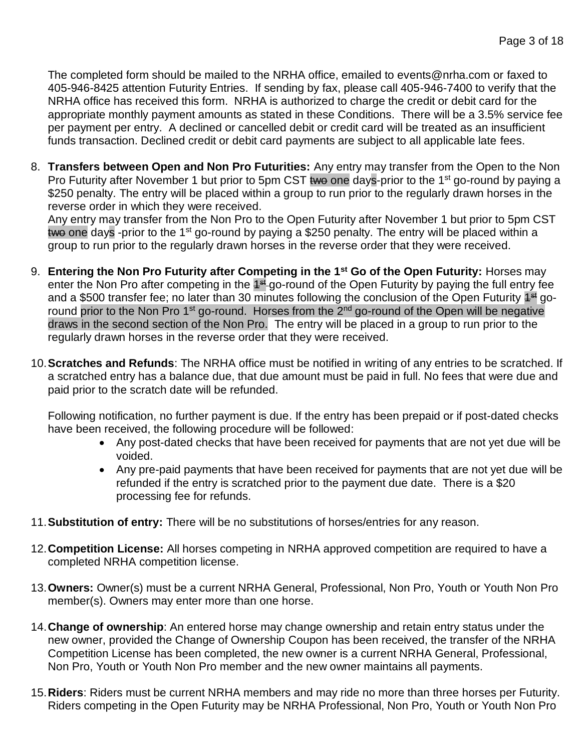The completed form should be mailed to the NRHA office, emailed to events@nrha.com or faxed to 405-946-8425 attention Futurity Entries. If sending by fax, please call 405-946-7400 to verify that the NRHA office has received this form. NRHA is authorized to charge the credit or debit card for the appropriate monthly payment amounts as stated in these Conditions. There will be a 3.5% service fee per payment per entry. A declined or cancelled debit or credit card will be treated as an insufficient funds transaction. Declined credit or debit card payments are subject to all applicable late fees.

8. **Transfers between Open and Non Pro Futurities:** Any entry may transfer from the Open to the Non Pro Futurity after November 1 but prior to 5pm CST ~~two~~ one days-prior to the 1st go-round by paying a $250 penalty. The entry will be placed within a group to run prior to the regularly drawn horses in the reverse order in which they were received.
   Any entry may transfer from the Non Pro to the Open Futurity after November 1 but prior to 5pm CST ~~two~~ one days -prior to the 1st go-round by paying a $250 penalty. The entry will be placed within a group to run prior to the regularly drawn horses in the reverse order that they were received.

9. **Entering the Non Pro Futurity after Competing in the 1st Go of the Open Futurity:** Horses may enter the Non Pro after competing in the ~~1st~~ go-round of the Open Futurity by paying the full entry fee and a $500 transfer fee; no later than 30 minutes following the conclusion of the Open Futurity ~~1st~~ go-round prior to the Non Pro 1st go-round. Horses from the 2nd go-round of the Open will be negative draws in the second section of the Non Pro. The entry will be placed in a group to run prior to the regularly drawn horses in the reverse order that they were received.

10. **Scratches and Refunds**: The NRHA office must be notified in writing of any entries to be scratched. If a scratched entry has a balance due, that due amount must be paid in full. No fees that were due and paid prior to the scratch date will be refunded.

    Following notification, no further payment is due. If the entry has been prepaid or if post-dated checks have been received, the following procedure will be followed:
    - Any post-dated checks that have been received for payments that are not yet due will be voided.
    - Any pre-paid payments that have been received for payments that are not yet due will be refunded if the entry is scratched prior to the payment due date. There is a $20 processing fee for refunds.

11. **Substitution of entry:** There will be no substitutions of horses/entries for any reason.

12. **Competition License:** All horses competing in NRHA approved competition are required to have a completed NRHA competition license.

13. **Owners:** Owner(s) must be a current NRHA General, Professional, Non Pro, Youth or Youth Non Pro member(s). Owners may enter more than one horse.

14. **Change of ownership**: An entered horse may change ownership and retain entry status under the new owner, provided the Change of Ownership Coupon has been received, the transfer of the NRHA Competition License has been completed, the new owner is a current NRHA General, Professional, Non Pro, Youth or Youth Non Pro member and the new owner maintains all payments.

15. **Riders**: Riders must be current NRHA members and may ride no more than three horses per Futurity. Riders competing in the Open Futurity may be NRHA Professional, Non Pro, Youth or Youth Non Pro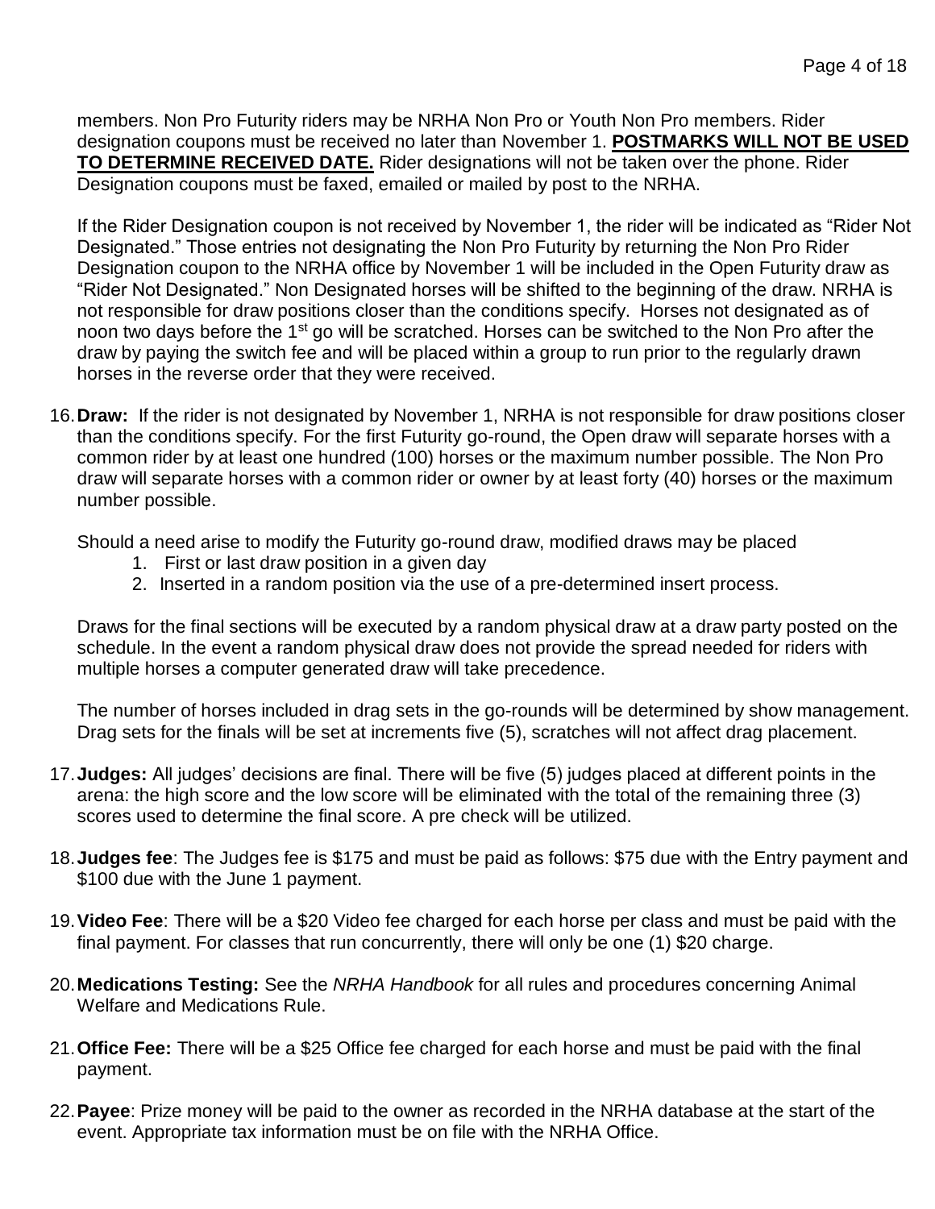members. Non Pro Futurity riders may be NRHA Non Pro or Youth Non Pro members. Rider designation coupons must be received no later than November 1. **POSTMARKS WILL NOT BE USED TO DETERMINE RECEIVED DATE.** Rider designations will not be taken over the phone. Rider Designation coupons must be faxed, emailed or mailed by post to the NRHA.

If the Rider Designation coupon is not received by November 1, the rider will be indicated as "Rider Not Designated." Those entries not designating the Non Pro Futurity by returning the Non Pro Rider Designation coupon to the NRHA office by November 1 will be included in the Open Futurity draw as "Rider Not Designated." Non Designated horses will be shifted to the beginning of the draw. NRHA is not responsible for draw positions closer than the conditions specify. Horses not designated as of noon two days before the 1st go will be scratched. Horses can be switched to the Non Pro after the draw by paying the switch fee and will be placed within a group to run prior to the regularly drawn horses in the reverse order that they were received.

16. **Draw:** If the rider is not designated by November 1, NRHA is not responsible for draw positions closer than the conditions specify. For the first Futurity go-round, the Open draw will separate horses with a common rider by at least one hundred (100) horses or the maximum number possible. The Non Pro draw will separate horses with a common rider or owner by at least forty (40) horses or the maximum number possible.

    Should a need arise to modify the Futurity go-round draw, modified draws may be placed

    1. First or last draw position in a given day
    2. Inserted in a random position via the use of a pre-determined insert process.

    Draws for the final sections will be executed by a random physical draw at a draw party posted on the schedule. In the event a random physical draw does not provide the spread needed for riders with multiple horses a computer generated draw will take precedence.

    The number of horses included in drag sets in the go-rounds will be determined by show management. Drag sets for the finals will be set at increments five (5), scratches will not affect drag placement.

17. **Judges:** All judges' decisions are final. There will be five (5) judges placed at different points in the arena: the high score and the low score will be eliminated with the total of the remaining three (3) scores used to determine the final score. A pre check will be utilized.

18. **Judges fee**: The Judges fee is $175 and must be paid as follows: $75 due with the Entry payment and $100 due with the June 1 payment.

19. **Video Fee**: There will be a $20 Video fee charged for each horse per class and must be paid with the final payment. For classes that run concurrently, there will only be one (1) $20 charge.

20. **Medications Testing:** See the *NRHA Handbook* for all rules and procedures concerning Animal Welfare and Medications Rule.

21. **Office Fee:** There will be a $25 Office fee charged for each horse and must be paid with the final payment.

22. **Payee**: Prize money will be paid to the owner as recorded in the NRHA database at the start of the event. Appropriate tax information must be on file with the NRHA Office.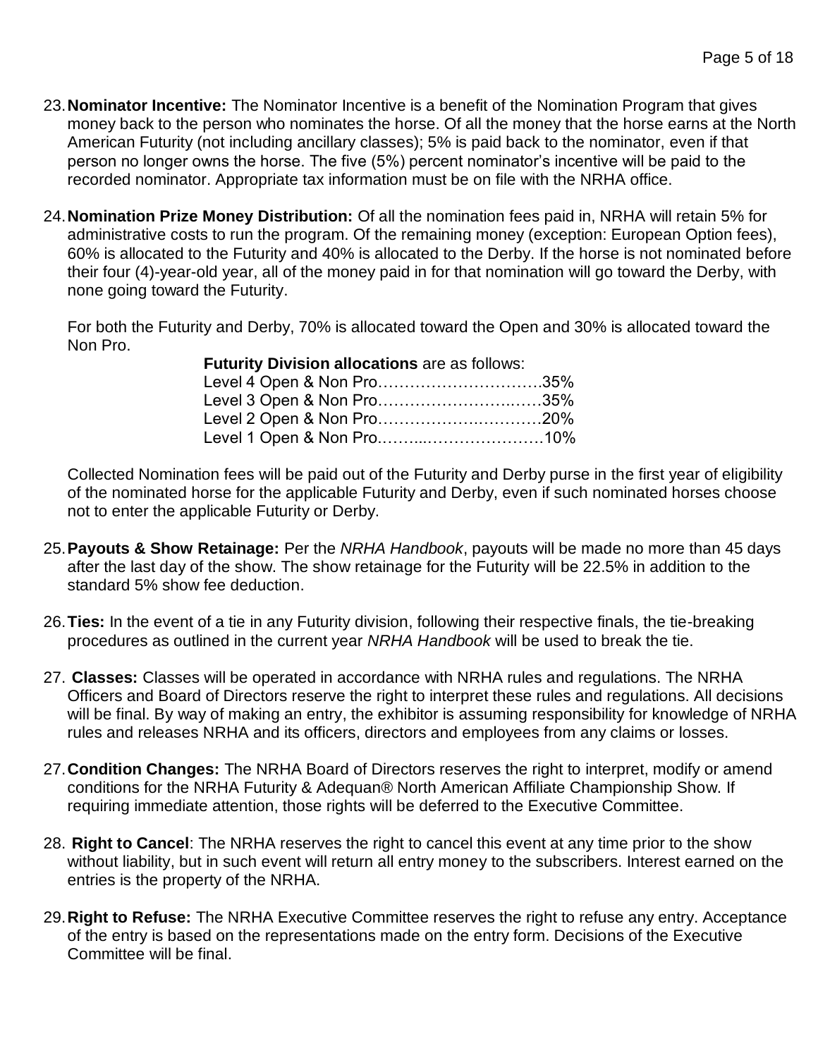23. **Nominator Incentive:** The Nominator Incentive is a benefit of the Nomination Program that gives money back to the person who nominates the horse. Of all the money that the horse earns at the North American Futurity (not including ancillary classes); 5% is paid back to the nominator, even if that person no longer owns the horse. The five (5%) percent nominator's incentive will be paid to the recorded nominator. Appropriate tax information must be on file with the NRHA office.

24. **Nomination Prize Money Distribution:** Of all the nomination fees paid in, NRHA will retain 5% for administrative costs to run the program. Of the remaining money (exception: European Option fees), 60% is allocated to the Futurity and 40% is allocated to the Derby. If the horse is not nominated before their four (4)-year-old year, all of the money paid in for that nomination will go toward the Derby, with none going toward the Futurity.

    For both the Futurity and Derby, 70% is allocated toward the Open and 30% is allocated toward the Non Pro.

    **Futurity Division allocations** are as follows:
    Level 4 Open & Non Pro………………………….35%
    Level 3 Open & Non Pro………………………….35%
    Level 2 Open & Non Pro………………………….20%
    Level 1 Open & Non Pro………………………….10%

    Collected Nomination fees will be paid out of the Futurity and Derby purse in the first year of eligibility of the nominated horse for the applicable Futurity and Derby, even if such nominated horses choose not to enter the applicable Futurity or Derby.

25. **Payouts & Show Retainage:** Per the *NRHA Handbook*, payouts will be made no more than 45 days after the last day of the show. The show retainage for the Futurity will be 22.5% in addition to the standard 5% show fee deduction.

26. **Ties:** In the event of a tie in any Futurity division, following their respective finals, the tie-breaking procedures as outlined in the current year *NRHA Handbook* will be used to break the tie.

27. **Classes:** Classes will be operated in accordance with NRHA rules and regulations. The NRHA Officers and Board of Directors reserve the right to interpret these rules and regulations. All decisions will be final. By way of making an entry, the exhibitor is assuming responsibility for knowledge of NRHA rules and releases NRHA and its officers, directors and employees from any claims or losses.

27. **Condition Changes:** The NRHA Board of Directors reserves the right to interpret, modify or amend conditions for the NRHA Futurity & Adequan® North American Affiliate Championship Show. If requiring immediate attention, those rights will be deferred to the Executive Committee.

28. **Right to Cancel**: The NRHA reserves the right to cancel this event at any time prior to the show without liability, but in such event will return all entry money to the subscribers. Interest earned on the entries is the property of the NRHA.

29. **Right to Refuse:** The NRHA Executive Committee reserves the right to refuse any entry. Acceptance of the entry is based on the representations made on the entry form. Decisions of the Executive Committee will be final.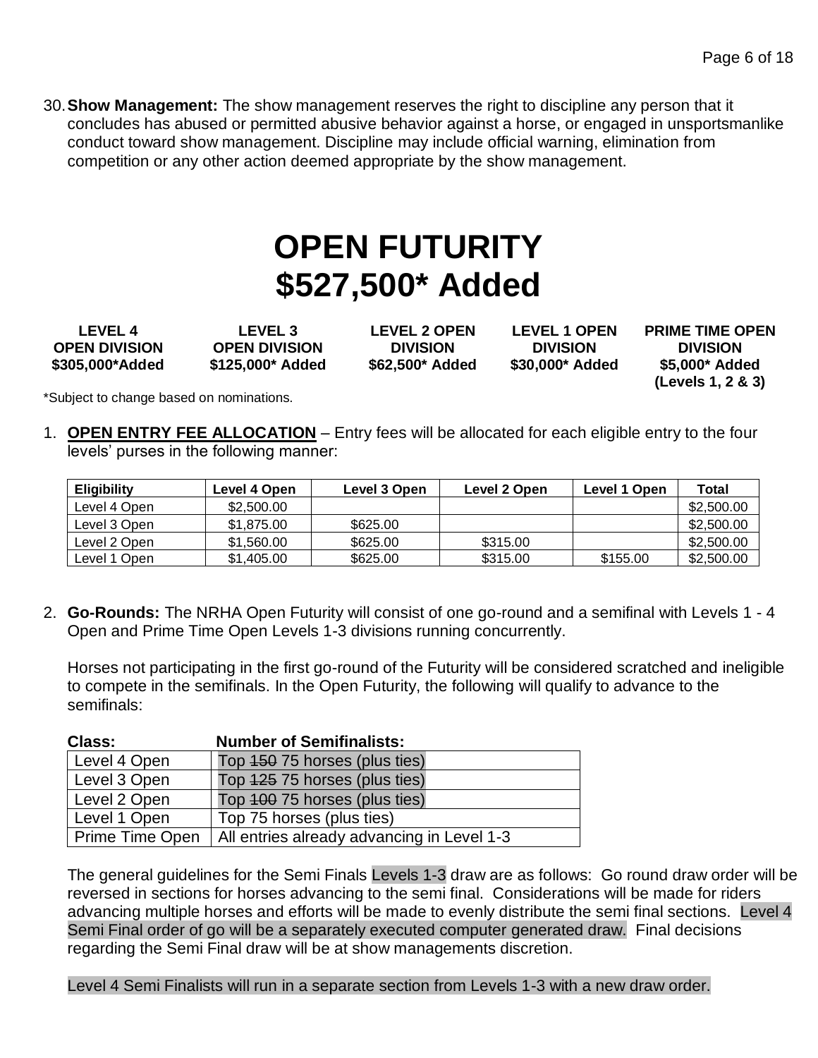30. **Show Management:** The show management reserves the right to discipline any person that it concludes has abused or permitted abusive behavior against a horse, or engaged in unsportsmanlike conduct toward show management. Discipline may include official warning, elimination from competition or any other action deemed appropriate by the show management.

# OPEN FUTURITY
# $527,500* Added

| LEVEL 4 OPEN DIVISION $305,000*Added | LEVEL 3 OPEN DIVISION $125,000* Added | LEVEL 2 OPEN DIVISION $62,500* Added | LEVEL 1 OPEN DIVISION $30,000* Added | PRIME TIME OPEN DIVISION $5,000* Added (Levels 1, 2 & 3) |
|---|---|---|---|---|

*Subject to change based on nominations.

1. **OPEN ENTRY FEE ALLOCATION** – Entry fees will be allocated for each eligible entry to the four levels' purses in the following manner:

| Eligibility | Level 4 Open | Level 3 Open | Level 2 Open | Level 1 Open | Total |
|---|---|---|---|---|---|
| Level 4 Open | $2,500.00 | | | | $2,500.00 |
| Level 3 Open | $1,875.00 | $625.00 | | | $2,500.00 |
| Level 2 Open | $1,560.00 | $625.00 | $315.00 | | $2,500.00 |
| Level 1 Open | $1,405.00 | $625.00 | $315.00 | $155.00 | $2,500.00 |

2. **Go-Rounds:** The NRHA Open Futurity will consist of one go-round and a semifinal with Levels 1 - 4 Open and Prime Time Open Levels 1-3 divisions running concurrently.

   Horses not participating in the first go-round of the Futurity will be considered scratched and ineligible to compete in the semifinals. In the Open Futurity, the following will qualify to advance to the semifinals:

| Class: | Number of Semifinalists: |
|---|---|
| Level 4 Open | Top ~~150~~ 75 horses (plus ties) |
| Level 3 Open | Top ~~125~~ 75 horses (plus ties) |
| Level 2 Open | Top ~~100~~ 75 horses (plus ties) |
| Level 1 Open | Top 75 horses (plus ties) |
| Prime Time Open | All entries already advancing in Level 1-3 |

   The general guidelines for the Semi Finals Levels 1-3 draw are as follows: Go round draw order will be reversed in sections for horses advancing to the semi final. Considerations will be made for riders advancing multiple horses and efforts will be made to evenly distribute the semi final sections. Level 4 Semi Final order of go will be a separately executed computer generated draw. Final decisions regarding the Semi Final draw will be at show managements discretion.

   Level 4 Semi Finalists will run in a separate section from Levels 1-3 with a new draw order.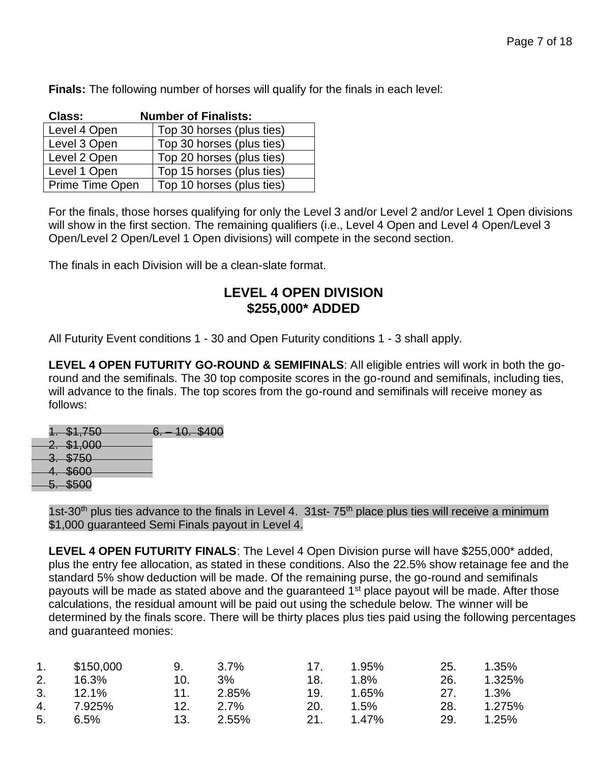**Finals:** The following number of horses will qualify for the finals in each level:

| Class: | Number of Finalists: |
|---|---|
| Level 4 Open | Top 30 horses (plus ties) |
| Level 3 Open | Top 30 horses (plus ties) |
| Level 2 Open | Top 20 horses (plus ties) |
| Level 1 Open | Top 15 horses (plus ties) |
| Prime Time Open | Top 10 horses (plus ties) |

For the finals, those horses qualifying for only the Level 3 and/or Level 2 and/or Level 1 Open divisions will show in the first section. The remaining qualifiers (i.e., Level 4 Open and Level 4 Open/Level 3 Open/Level 2 Open/Level 1 Open divisions) will compete in the second section.

The finals in each Division will be a clean-slate format.

## LEVEL 4 OPEN DIVISION
## $255,000* ADDED

All Futurity Event conditions 1 - 30 and Open Futurity conditions 1 - 3 shall apply.

**LEVEL 4 OPEN FUTURITY GO-ROUND & SEMIFINALS**: All eligible entries will work in both the go-round and the semifinals. The 30 top composite scores in the go-round and semifinals, including ties, will advance to the finals. The top scores from the go-round and semifinals will receive money as follows:

~~1. $1,750~~ ~~6. – 10. $400~~
~~2. $1,000~~
~~3. $750~~
~~4. $600~~
~~5. $500~~

1st-30th plus ties advance to the finals in Level 4. 31st- 75th place plus ties will receive a minimum $1,000 guaranteed Semi Finals payout in Level 4.

**LEVEL 4 OPEN FUTURITY FINALS**: The Level 4 Open Division purse will have $255,000* added, plus the entry fee allocation, as stated in these conditions. Also the 22.5% show retainage fee and the standard 5% show deduction will be made. Of the remaining purse, the go-round and semifinals payouts will be made as stated above and the guaranteed 1st place payout will be made. After those calculations, the residual amount will be paid out using the schedule below. The winner will be determined by the finals score. There will be thirty places plus ties paid using the following percentages and guaranteed monies:

| | | | | | | | |
|---|---|---|---|---|---|---|---|
| 1. | $150,000 | 9. | 3.7% | 17. | 1.95% | 25. | 1.35% |
| 2. | 16.3% | 10. | 3% | 18. | 1.8% | 26. | 1.325% |
| 3. | 12.1% | 11. | 2.85% | 19. | 1.65% | 27. | 1.3% |
| 4. | 7.925% | 12. | 2.7% | 20. | 1.5% | 28. | 1.275% |
| 5. | 6.5% | 13. | 2.55% | 21. | 1.47% | 29. | 1.25% |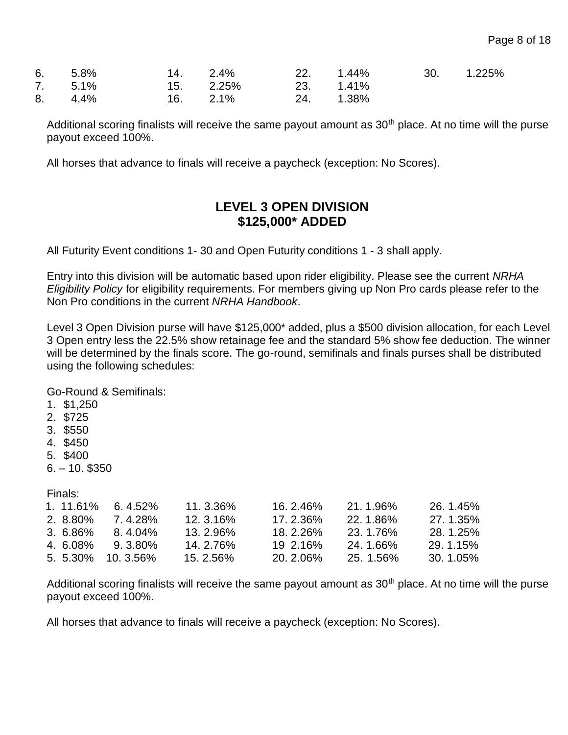| | | | | | | | |
|---|---|---|---|---|---|---|---|
| 6. | 5.8% | 14. | 2.4% | 22. | 1.44% | 30. | 1.225% |
| 7. | 5.1% | 15. | 2.25% | 23. | 1.41% | | |
| 8. | 4.4% | 16. | 2.1% | 24. | 1.38% | | |

Additional scoring finalists will receive the same payout amount as 30th place. At no time will the purse payout exceed 100%.

All horses that advance to finals will receive a paycheck (exception: No Scores).

## LEVEL 3 OPEN DIVISION
## $125,000* ADDED

All Futurity Event conditions 1- 30 and Open Futurity conditions 1 - 3 shall apply.

Entry into this division will be automatic based upon rider eligibility. Please see the current *NRHA Eligibility Policy* for eligibility requirements. For members giving up Non Pro cards please refer to the Non Pro conditions in the current *NRHA Handbook*.

Level 3 Open Division purse will have $125,000* added, plus a $500 division allocation, for each Level 3 Open entry less the 22.5% show retainage fee and the standard 5% show fee deduction. The winner will be determined by the finals score. The go-round, semifinals and finals purses shall be distributed using the following schedules:

Go-Round & Semifinals:

1. $1,250
2. $725
3. $550
4. $450
5. $400

6. – 10. $350

Finals:

| | | | | | |
|---|---|---|---|---|---|
| 1. 11.61% | 6. 4.52% | 11. 3.36% | 16. 2.46% | 21. 1.96% | 26. 1.45% |
| 2. 8.80% | 7. 4.28% | 12. 3.16% | 17. 2.36% | 22. 1.86% | 27. 1.35% |
| 3. 6.86% | 8. 4.04% | 13. 2.96% | 18. 2.26% | 23. 1.76% | 28. 1.25% |
| 4. 6.08% | 9. 3.80% | 14. 2.76% | 19 2.16% | 24. 1.66% | 29. 1.15% |
| 5. 5.30% | 10. 3.56% | 15. 2.56% | 20. 2.06% | 25. 1.56% | 30. 1.05% |

Additional scoring finalists will receive the same payout amount as 30th place. At no time will the purse payout exceed 100%.

All horses that advance to finals will receive a paycheck (exception: No Scores).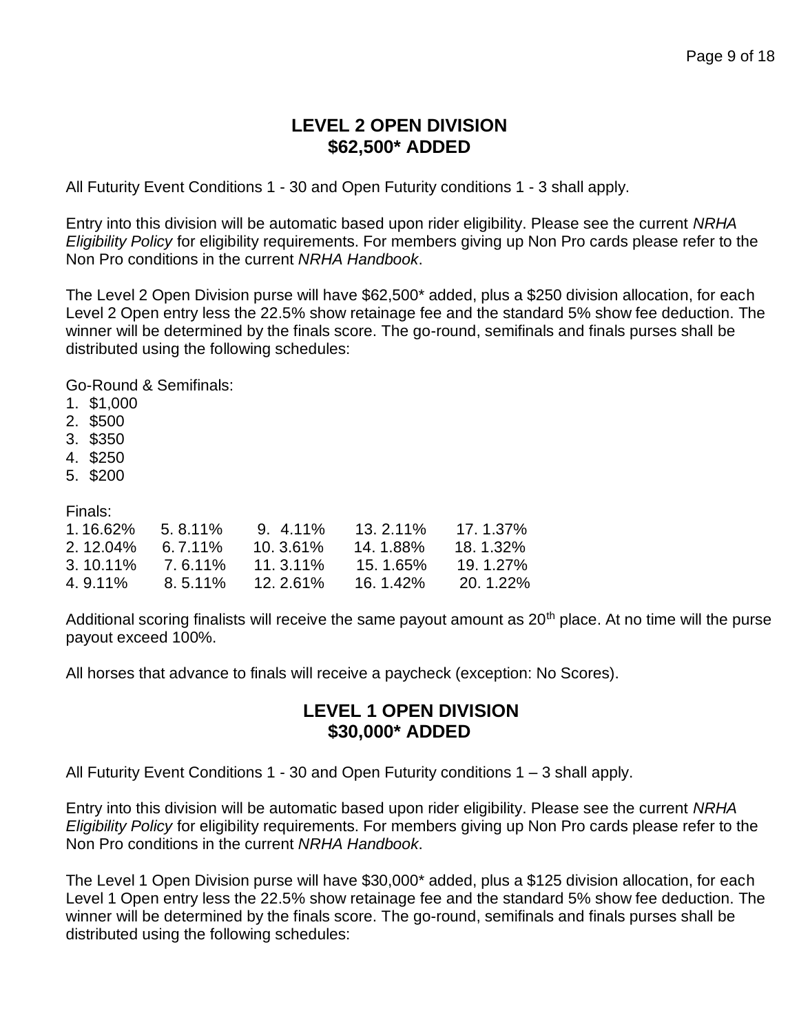## LEVEL 2 OPEN DIVISION
## $62,500* ADDED

All Futurity Event Conditions 1 - 30 and Open Futurity conditions 1 - 3 shall apply.

Entry into this division will be automatic based upon rider eligibility. Please see the current *NRHA Eligibility Policy* for eligibility requirements. For members giving up Non Pro cards please refer to the Non Pro conditions in the current *NRHA Handbook*.

The Level 2 Open Division purse will have $62,500* added, plus a $250 division allocation, for each Level 2 Open entry less the 22.5% show retainage fee and the standard 5% show fee deduction. The winner will be determined by the finals score. The go-round, semifinals and finals purses shall be distributed using the following schedules:

Go-Round & Semifinals:

1. $1,000
2. $500
3. $350
4. $250
5. $200

Finals:

| | | | | |
|---|---|---|---|---|
| 1. 16.62% | 5. 8.11% | 9. 4.11% | 13. 2.11% | 17. 1.37% |
| 2. 12.04% | 6. 7.11% | 10. 3.61% | 14. 1.88% | 18. 1.32% |
| 3. 10.11% | 7. 6.11% | 11. 3.11% | 15. 1.65% | 19. 1.27% |
| 4. 9.11% | 8. 5.11% | 12. 2.61% | 16. 1.42% | 20. 1.22% |

Additional scoring finalists will receive the same payout amount as 20th place. At no time will the purse payout exceed 100%.

All horses that advance to finals will receive a paycheck (exception: No Scores).

## LEVEL 1 OPEN DIVISION
## $30,000* ADDED

All Futurity Event Conditions 1 - 30 and Open Futurity conditions 1 – 3 shall apply.

Entry into this division will be automatic based upon rider eligibility. Please see the current *NRHA Eligibility Policy* for eligibility requirements. For members giving up Non Pro cards please refer to the Non Pro conditions in the current *NRHA Handbook*.

The Level 1 Open Division purse will have $30,000* added, plus a $125 division allocation, for each Level 1 Open entry less the 22.5% show retainage fee and the standard 5% show fee deduction. The winner will be determined by the finals score. The go-round, semifinals and finals purses shall be distributed using the following schedules: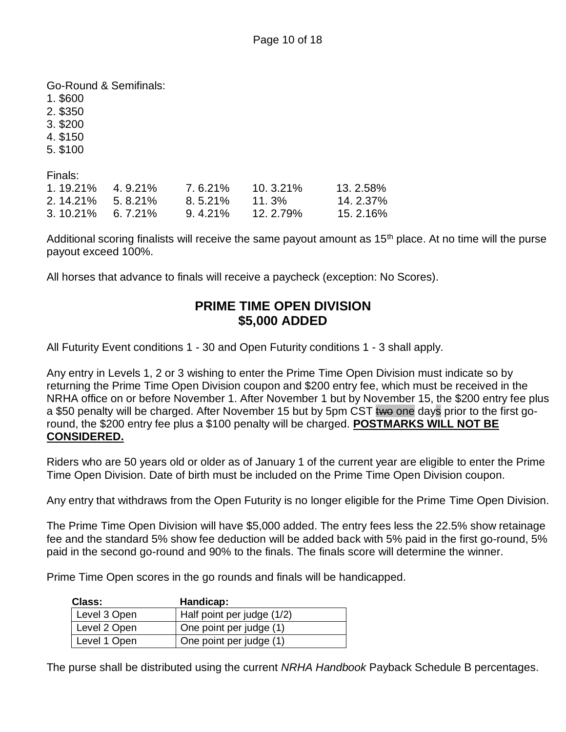Go-Round & Semifinals:

1. $600
2. $350
3. $200
4. $150
5. $100

Finals:

| | | | | |
|---|---|---|---|---|
| 1. 19.21% | 4. 9.21% | 7. 6.21% | 10. 3.21% | 13. 2.58% |
| 2. 14.21% | 5. 8.21% | 8. 5.21% | 11. 3% | 14. 2.37% |
| 3. 10.21% | 6. 7.21% | 9. 4.21% | 12. 2.79% | 15. 2.16% |

Additional scoring finalists will receive the same payout amount as 15th place. At no time will the purse payout exceed 100%.

All horses that advance to finals will receive a paycheck (exception: No Scores).

## PRIME TIME OPEN DIVISION
## $5,000 ADDED

All Futurity Event conditions 1 - 30 and Open Futurity conditions 1 - 3 shall apply.

Any entry in Levels 1, 2 or 3 wishing to enter the Prime Time Open Division must indicate so by returning the Prime Time Open Division coupon and $200 entry fee, which must be received in the NRHA office on or before November 1. After November 1 but by November 15, the $200 entry fee plus a $50 penalty will be charged. After November 15 but by 5pm CST ~~two~~ one days prior to the first go-round, the $200 entry fee plus a $100 penalty will be charged. **POSTMARKS WILL NOT BE CONSIDERED.**

Riders who are 50 years old or older as of January 1 of the current year are eligible to enter the Prime Time Open Division. Date of birth must be included on the Prime Time Open Division coupon.

Any entry that withdraws from the Open Futurity is no longer eligible for the Prime Time Open Division.

The Prime Time Open Division will have $5,000 added. The entry fees less the 22.5% show retainage fee and the standard 5% show fee deduction will be added back with 5% paid in the first go-round, 5% paid in the second go-round and 90% to the finals. The finals score will determine the winner.

Prime Time Open scores in the go rounds and finals will be handicapped.

| Class: | Handicap: |
|---|---|
| Level 3 Open | Half point per judge (1/2) |
| Level 2 Open | One point per judge (1) |
| Level 1 Open | One point per judge (1) |

The purse shall be distributed using the current *NRHA Handbook* Payback Schedule B percentages.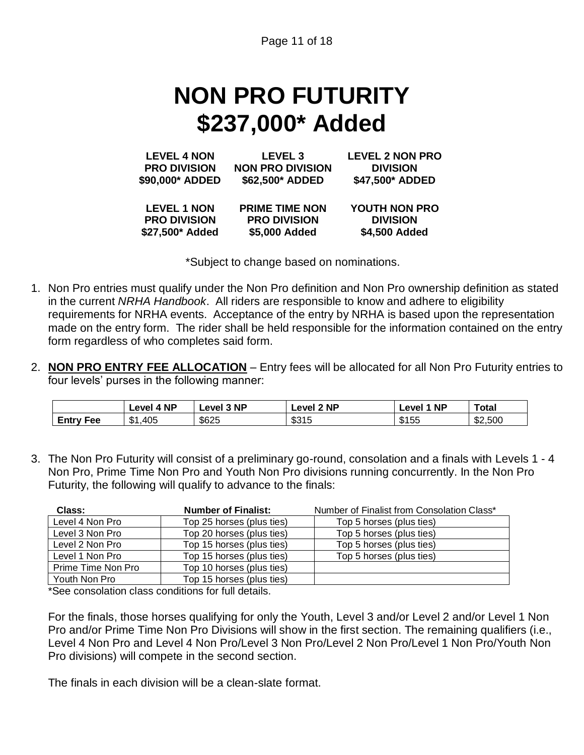# NON PRO FUTURITY
# $237,000* Added

| LEVEL 4 NON PRO DIVISION $90,000* ADDED | LEVEL 3 NON PRO DIVISION $62,500* ADDED | LEVEL 2 NON PRO DIVISION $47,500* ADDED |
|---|---|---|
| **LEVEL 1 NON PRO DIVISION $27,500* Added** | **PRIME TIME NON PRO DIVISION $5,000 Added** | **YOUTH NON PRO DIVISION $4,500 Added** |

*Subject to change based on nominations.

1. Non Pro entries must qualify under the Non Pro definition and Non Pro ownership definition as stated in the current *NRHA Handbook*. All riders are responsible to know and adhere to eligibility requirements for NRHA events. Acceptance of the entry by NRHA is based upon the representation made on the entry form. The rider shall be held responsible for the information contained on the entry form regardless of who completes said form.

2. **NON PRO ENTRY FEE ALLOCATION** – Entry fees will be allocated for all Non Pro Futurity entries to four levels' purses in the following manner:

| | Level 4 NP | Level 3 NP | Level 2 NP | Level 1 NP | Total |
|---|---|---|---|---|---|
| **Entry Fee** | $1,405 | $625 | $315 | $155 | $2,500 |

3. The Non Pro Futurity will consist of a preliminary go-round, consolation and a finals with Levels 1 - 4 Non Pro, Prime Time Non Pro and Youth Non Pro divisions running concurrently. In the Non Pro Futurity, the following will qualify to advance to the finals:

| Class: | Number of Finalist: | Number of Finalist from Consolation Class* |
|---|---|---|
| Level 4 Non Pro | Top 25 horses (plus ties) | Top 5 horses (plus ties) |
| Level 3 Non Pro | Top 20 horses (plus ties) | Top 5 horses (plus ties) |
| Level 2 Non Pro | Top 15 horses (plus ties) | Top 5 horses (plus ties) |
| Level 1 Non Pro | Top 15 horses (plus ties) | Top 5 horses (plus ties) |
| Prime Time Non Pro | Top 10 horses (plus ties) | |
| Youth Non Pro | Top 15 horses (plus ties) | |

*See consolation class conditions for full details.

For the finals, those horses qualifying for only the Youth, Level 3 and/or Level 2 and/or Level 1 Non Pro and/or Prime Time Non Pro Divisions will show in the first section. The remaining qualifiers (i.e., Level 4 Non Pro and Level 4 Non Pro/Level 3 Non Pro/Level 2 Non Pro/Level 1 Non Pro/Youth Non Pro divisions) will compete in the second section.

The finals in each division will be a clean-slate format.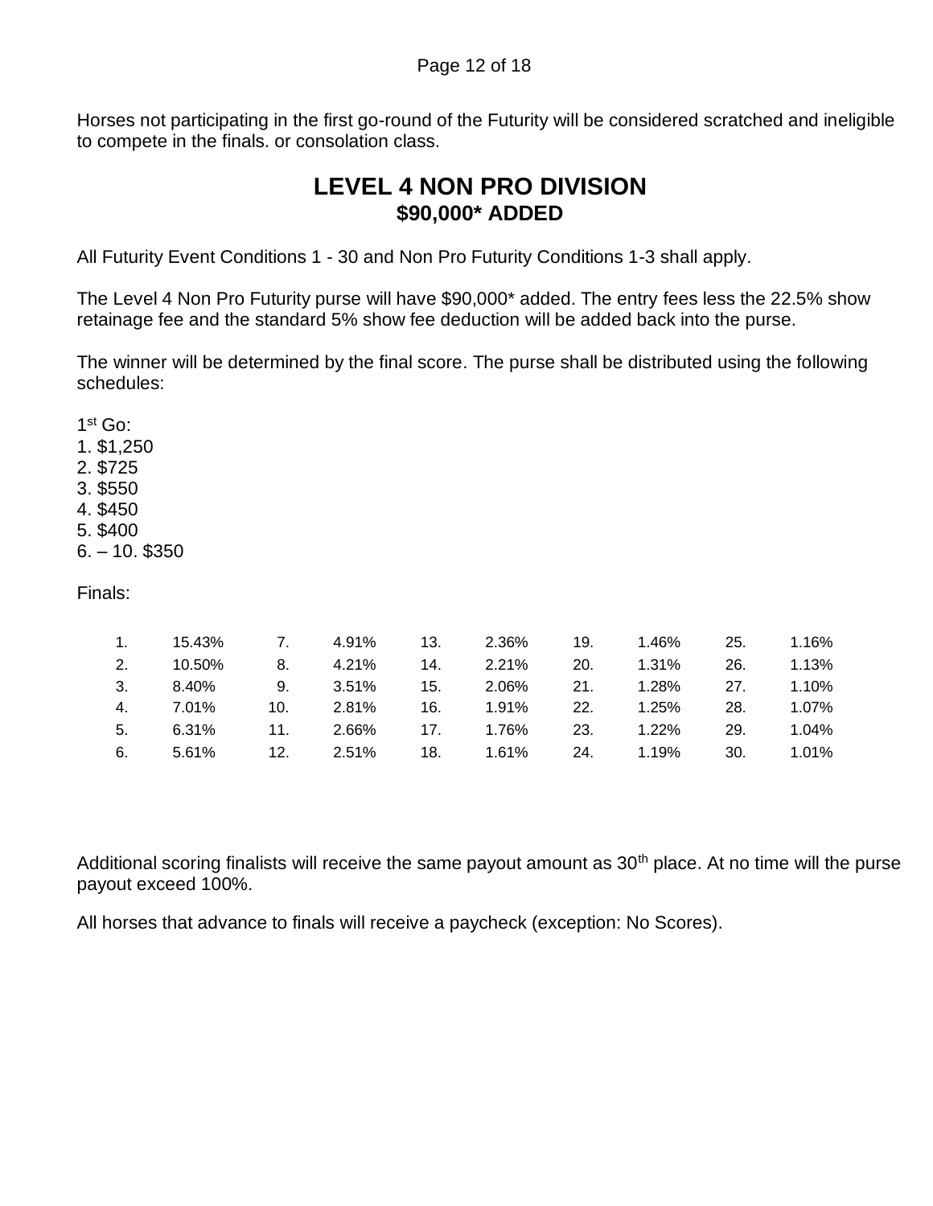Horses not participating in the first go-round of the Futurity will be considered scratched and ineligible to compete in the finals. or consolation class.

## LEVEL 4 NON PRO DIVISION
### $90,000* ADDED

All Futurity Event Conditions 1 - 30 and Non Pro Futurity Conditions 1-3 shall apply.

The Level 4 Non Pro Futurity purse will have $90,000* added. The entry fees less the 22.5% show retainage fee and the standard 5% show fee deduction will be added back into the purse.

The winner will be determined by the final score. The purse shall be distributed using the following schedules:

1st Go:
1. $1,250
2. $725
3. $550
4. $450
5. $400
6. – 10. $350

Finals:

| | | | | | | | | | |
|---|---|---|---|---|---|---|---|---|---|
| 1. | 15.43% | 7. | 4.91% | 13. | 2.36% | 19. | 1.46% | 25. | 1.16% |
| 2. | 10.50% | 8. | 4.21% | 14. | 2.21% | 20. | 1.31% | 26. | 1.13% |
| 3. | 8.40% | 9. | 3.51% | 15. | 2.06% | 21. | 1.28% | 27. | 1.10% |
| 4. | 7.01% | 10. | 2.81% | 16. | 1.91% | 22. | 1.25% | 28. | 1.07% |
| 5. | 6.31% | 11. | 2.66% | 17. | 1.76% | 23. | 1.22% | 29. | 1.04% |
| 6. | 5.61% | 12. | 2.51% | 18. | 1.61% | 24. | 1.19% | 30. | 1.01% |

Additional scoring finalists will receive the same payout amount as 30th place. At no time will the purse payout exceed 100%.

All horses that advance to finals will receive a paycheck (exception: No Scores).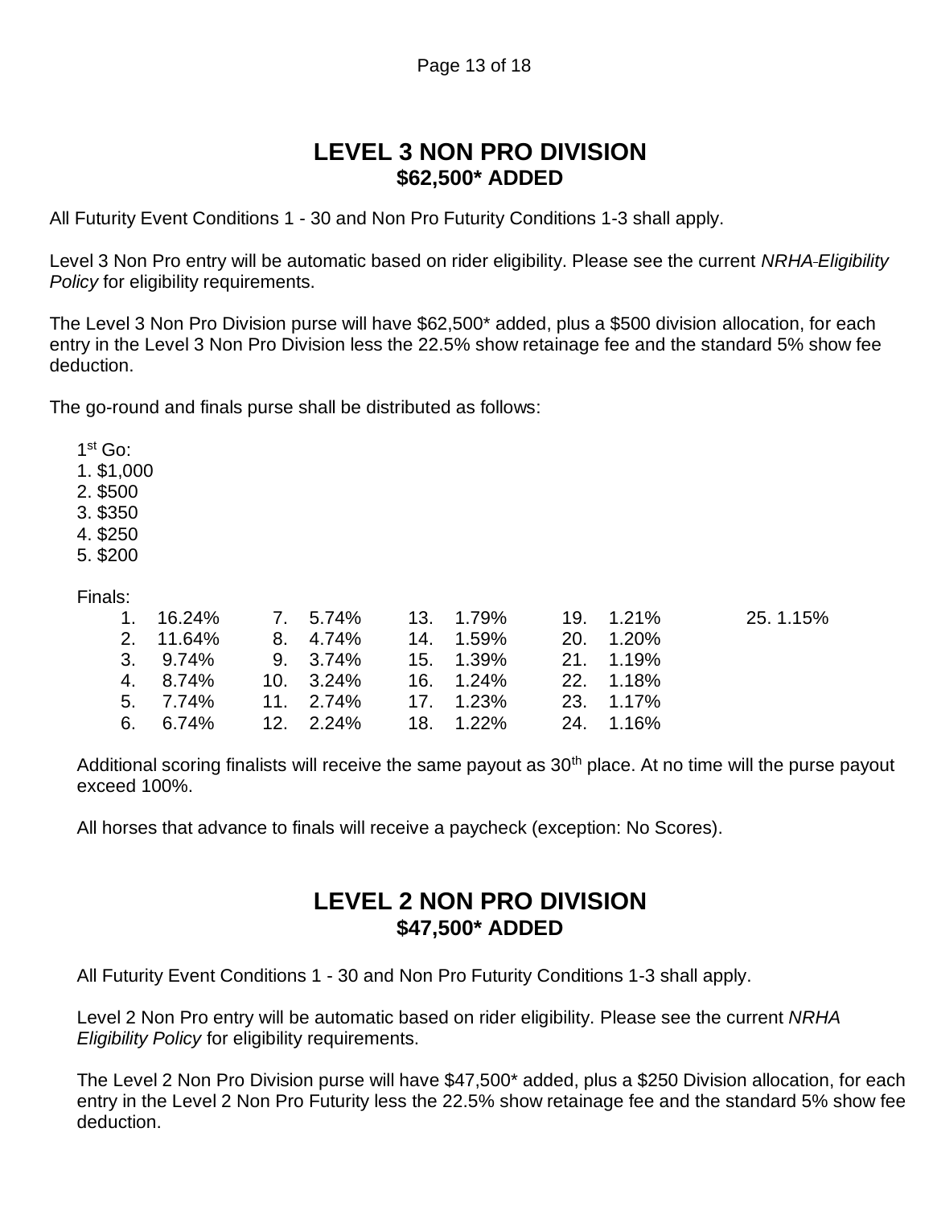# LEVEL 3 NON PRO DIVISION
## $62,500* ADDED

All Futurity Event Conditions 1 - 30 and Non Pro Futurity Conditions 1-3 shall apply.

Level 3 Non Pro entry will be automatic based on rider eligibility. Please see the current *NRHA Eligibility Policy* for eligibility requirements.

The Level 3 Non Pro Division purse will have $62,500* added, plus a $500 division allocation, for each entry in the Level 3 Non Pro Division less the 22.5% show retainage fee and the standard 5% show fee deduction.

The go-round and finals purse shall be distributed as follows:

1st Go:
1. $1,000
2. $500
3. $350
4. $250
5. $200

Finals:

| | | | | | | | | | |
|---|---|---|---|---|---|---|---|---|---|
| 1. | 16.24% | 7. | 5.74% | 13. | 1.79% | 19. | 1.21% | 25. | 1.15% |
| 2. | 11.64% | 8. | 4.74% | 14. | 1.59% | 20. | 1.20% | | |
| 3. | 9.74% | 9. | 3.74% | 15. | 1.39% | 21. | 1.19% | | |
| 4. | 8.74% | 10. | 3.24% | 16. | 1.24% | 22. | 1.18% | | |
| 5. | 7.74% | 11. | 2.74% | 17. | 1.23% | 23. | 1.17% | | |
| 6. | 6.74% | 12. | 2.24% | 18. | 1.22% | 24. | 1.16% | | |

Additional scoring finalists will receive the same payout as 30th place. At no time will the purse payout exceed 100%.

All horses that advance to finals will receive a paycheck (exception: No Scores).

# LEVEL 2 NON PRO DIVISION
## $47,500* ADDED

All Futurity Event Conditions 1 - 30 and Non Pro Futurity Conditions 1-3 shall apply.

Level 2 Non Pro entry will be automatic based on rider eligibility. Please see the current *NRHA Eligibility Policy* for eligibility requirements.

The Level 2 Non Pro Division purse will have $47,500* added, plus a $250 Division allocation, for each entry in the Level 2 Non Pro Futurity less the 22.5% show retainage fee and the standard 5% show fee deduction.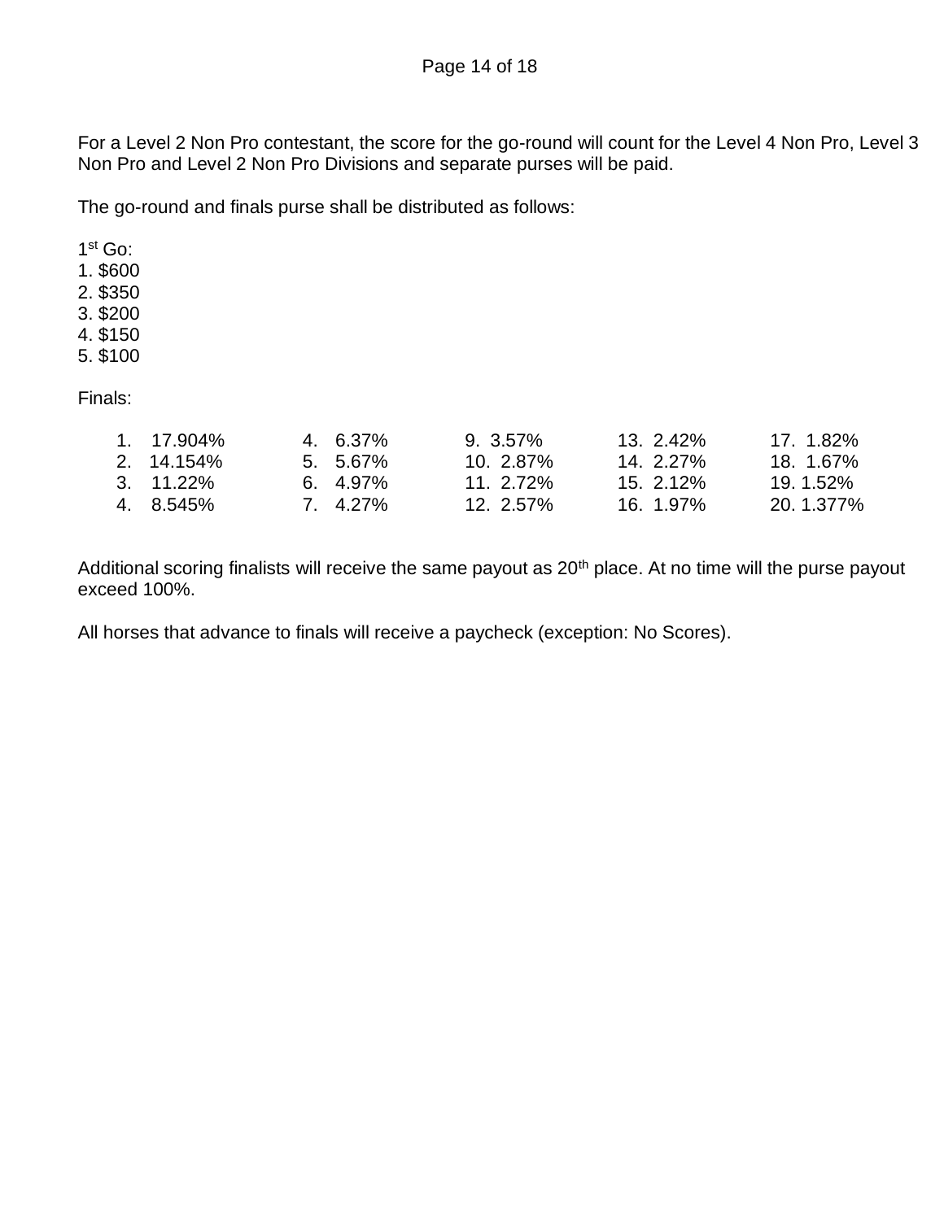For a Level 2 Non Pro contestant, the score for the go-round will count for the Level 4 Non Pro, Level 3 Non Pro and Level 2 Non Pro Divisions and separate purses will be paid.

The go-round and finals purse shall be distributed as follows:

1st Go:
1. $600
2. $350
3. $200
4. $150
5. $100

Finals:

| | | | | |
|---|---|---|---|---|
| 1. 17.904% | 4. 6.37% | 9. 3.57% | 13. 2.42% | 17. 1.82% |
| 2. 14.154% | 5. 5.67% | 10. 2.87% | 14. 2.27% | 18. 1.67% |
| 3. 11.22% | 6. 4.97% | 11. 2.72% | 15. 2.12% | 19. 1.52% |
| 4. 8.545% | 7. 4.27% | 12. 2.57% | 16. 1.97% | 20. 1.377% |

Additional scoring finalists will receive the same payout as 20th place. At no time will the purse payout exceed 100%.

All horses that advance to finals will receive a paycheck (exception: No Scores).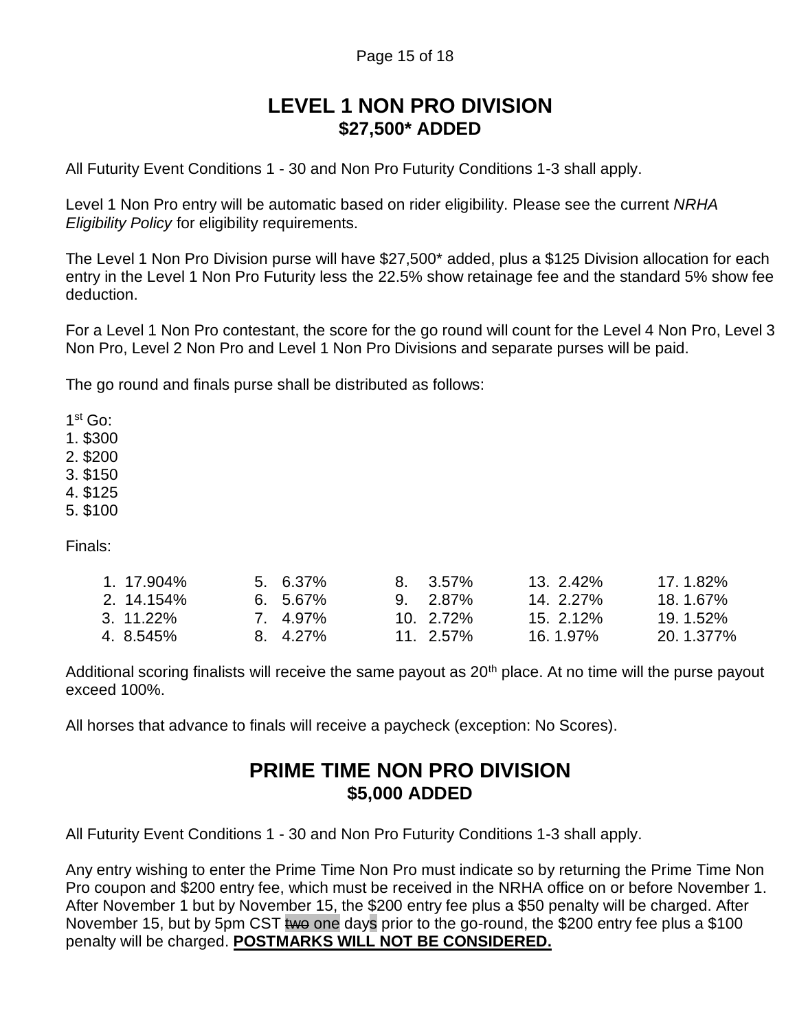# LEVEL 1 NON PRO DIVISION
## $27,500* ADDED

All Futurity Event Conditions 1 - 30 and Non Pro Futurity Conditions 1-3 shall apply.

Level 1 Non Pro entry will be automatic based on rider eligibility. Please see the current *NRHA Eligibility Policy* for eligibility requirements.

The Level 1 Non Pro Division purse will have $27,500* added, plus a $125 Division allocation for each entry in the Level 1 Non Pro Futurity less the 22.5% show retainage fee and the standard 5% show fee deduction.

For a Level 1 Non Pro contestant, the score for the go round will count for the Level 4 Non Pro, Level 3 Non Pro, Level 2 Non Pro and Level 1 Non Pro Divisions and separate purses will be paid.

The go round and finals purse shall be distributed as follows:

1st Go:
1. $300
2. $200
3. $150
4. $125
5. $100

Finals:

| | | | | |
|---|---|---|---|---|
| 1. 17.904% | 5. 6.37% | 8. 3.57% | 13. 2.42% | 17. 1.82% |
| 2. 14.154% | 6. 5.67% | 9. 2.87% | 14. 2.27% | 18. 1.67% |
| 3. 11.22% | 7. 4.97% | 10. 2.72% | 15. 2.12% | 19. 1.52% |
| 4. 8.545% | 8. 4.27% | 11. 2.57% | 16. 1.97% | 20. 1.377% |

Additional scoring finalists will receive the same payout as 20th place. At no time will the purse payout exceed 100%.

All horses that advance to finals will receive a paycheck (exception: No Scores).

# PRIME TIME NON PRO DIVISION
## $5,000 ADDED

All Futurity Event Conditions 1 - 30 and Non Pro Futurity Conditions 1-3 shall apply.

Any entry wishing to enter the Prime Time Non Pro must indicate so by returning the Prime Time Non Pro coupon and $200 entry fee, which must be received in the NRHA office on or before November 1. After November 1 but by November 15, the $200 entry fee plus a $50 penalty will be charged. After November 15, but by 5pm CST ~~two~~ one days prior to the go-round, the $200 entry fee plus a $100 penalty will be charged. **POSTMARKS WILL NOT BE CONSIDERED.**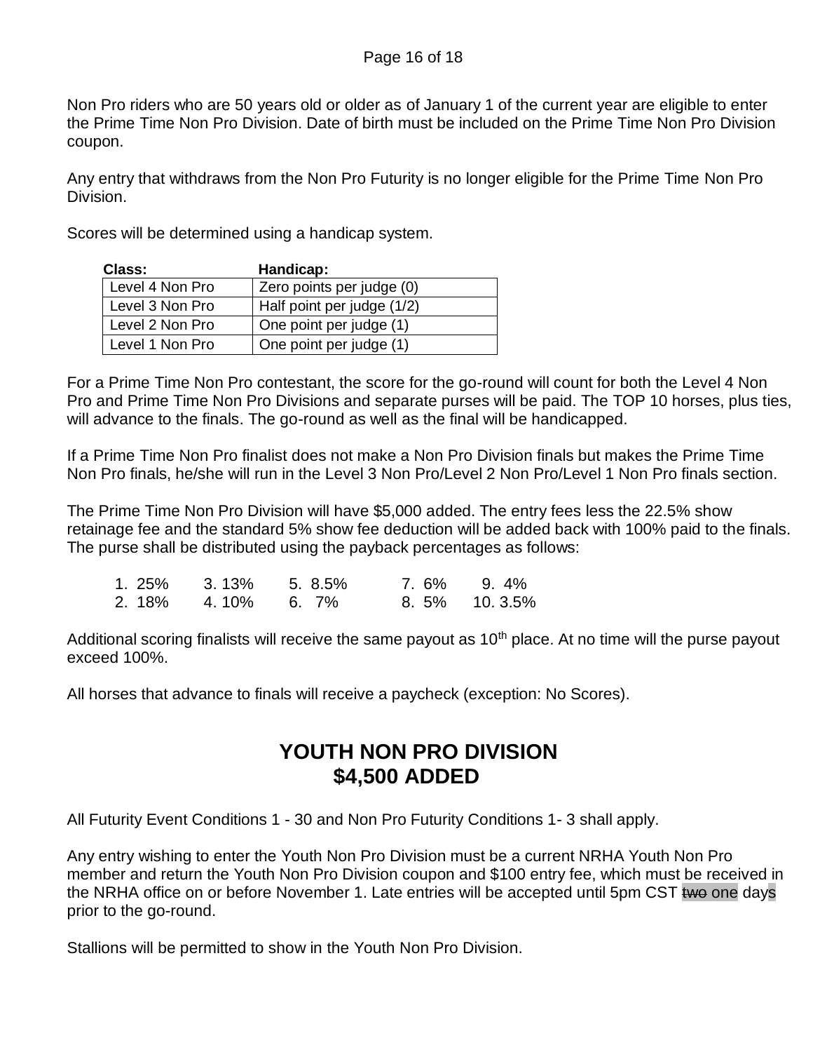Non Pro riders who are 50 years old or older as of January 1 of the current year are eligible to enter the Prime Time Non Pro Division. Date of birth must be included on the Prime Time Non Pro Division coupon.

Any entry that withdraws from the Non Pro Futurity is no longer eligible for the Prime Time Non Pro Division.

Scores will be determined using a handicap system.

| Class: | Handicap: |
|---|---|
| Level 4 Non Pro | Zero points per judge (0) |
| Level 3 Non Pro | Half point per judge (1/2) |
| Level 2 Non Pro | One point per judge (1) |
| Level 1 Non Pro | One point per judge (1) |

For a Prime Time Non Pro contestant, the score for the go-round will count for both the Level 4 Non Pro and Prime Time Non Pro Divisions and separate purses will be paid. The TOP 10 horses, plus ties, will advance to the finals. The go-round as well as the final will be handicapped.

If a Prime Time Non Pro finalist does not make a Non Pro Division finals but makes the Prime Time Non Pro finals, he/she will run in the Level 3 Non Pro/Level 2 Non Pro/Level 1 Non Pro finals section.

The Prime Time Non Pro Division will have $5,000 added. The entry fees less the 22.5% show retainage fee and the standard 5% show fee deduction will be added back with 100% paid to the finals. The purse shall be distributed using the payback percentages as follows:

| | | | | |
|---|---|---|---|---|
| 1. 25% | 3. 13% | 5. 8.5% | 7. 6% | 9. 4% |
| 2. 18% | 4. 10% | 6. 7% | 8. 5% | 10. 3.5% |

Additional scoring finalists will receive the same payout as 10th place. At no time will the purse payout exceed 100%.

All horses that advance to finals will receive a paycheck (exception: No Scores).

## YOUTH NON PRO DIVISION
## $4,500 ADDED

All Futurity Event Conditions 1 - 30 and Non Pro Futurity Conditions 1- 3 shall apply.

Any entry wishing to enter the Youth Non Pro Division must be a current NRHA Youth Non Pro member and return the Youth Non Pro Division coupon and $100 entry fee, which must be received in the NRHA office on or before November 1. Late entries will be accepted until 5pm CST ~~two~~ one days prior to the go-round.

Stallions will be permitted to show in the Youth Non Pro Division.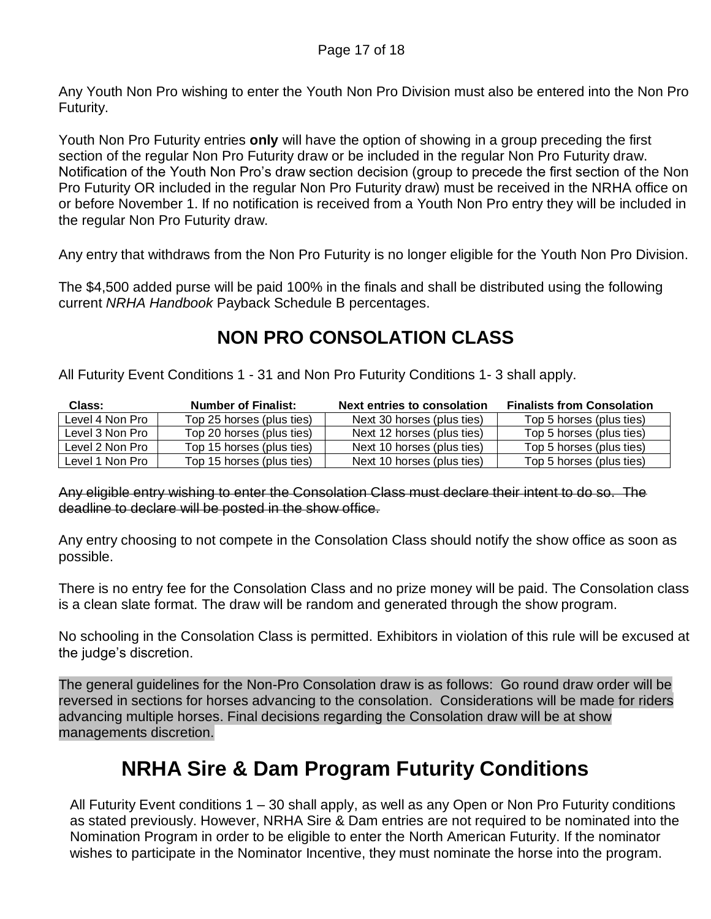Any Youth Non Pro wishing to enter the Youth Non Pro Division must also be entered into the Non Pro Futurity.

Youth Non Pro Futurity entries **only** will have the option of showing in a group preceding the first section of the regular Non Pro Futurity draw or be included in the regular Non Pro Futurity draw. Notification of the Youth Non Pro's draw section decision (group to precede the first section of the Non Pro Futurity OR included in the regular Non Pro Futurity draw) must be received in the NRHA office on or before November 1. If no notification is received from a Youth Non Pro entry they will be included in the regular Non Pro Futurity draw.

Any entry that withdraws from the Non Pro Futurity is no longer eligible for the Youth Non Pro Division.

The $4,500 added purse will be paid 100% in the finals and shall be distributed using the following current *NRHA Handbook* Payback Schedule B percentages.

## NON PRO CONSOLATION CLASS

All Futurity Event Conditions 1 - 31 and Non Pro Futurity Conditions 1- 3 shall apply.

| Class: | Number of Finalist: | Next entries to consolation | Finalists from Consolation |
|---|---|---|---|
| Level 4 Non Pro | Top 25 horses (plus ties) | Next 30 horses (plus ties) | Top 5 horses (plus ties) |
| Level 3 Non Pro | Top 20 horses (plus ties) | Next 12 horses (plus ties) | Top 5 horses (plus ties) |
| Level 2 Non Pro | Top 15 horses (plus ties) | Next 10 horses (plus ties) | Top 5 horses (plus ties) |
| Level 1 Non Pro | Top 15 horses (plus ties) | Next 10 horses (plus ties) | Top 5 horses (plus ties) |

~~Any eligible entry wishing to enter the Consolation Class must declare their intent to do so. The deadline to declare will be posted in the show office.~~

Any entry choosing to not compete in the Consolation Class should notify the show office as soon as possible.

There is no entry fee for the Consolation Class and no prize money will be paid. The Consolation class is a clean slate format. The draw will be random and generated through the show program.

No schooling in the Consolation Class is permitted. Exhibitors in violation of this rule will be excused at the judge's discretion.

The general guidelines for the Non-Pro Consolation draw is as follows: Go round draw order will be reversed in sections for horses advancing to the consolation. Considerations will be made for riders advancing multiple horses. Final decisions regarding the Consolation draw will be at show managements discretion.

# NRHA Sire & Dam Program Futurity Conditions

All Futurity Event conditions 1 – 30 shall apply, as well as any Open or Non Pro Futurity conditions as stated previously. However, NRHA Sire & Dam entries are not required to be nominated into the Nomination Program in order to be eligible to enter the North American Futurity. If the nominator wishes to participate in the Nominator Incentive, they must nominate the horse into the program.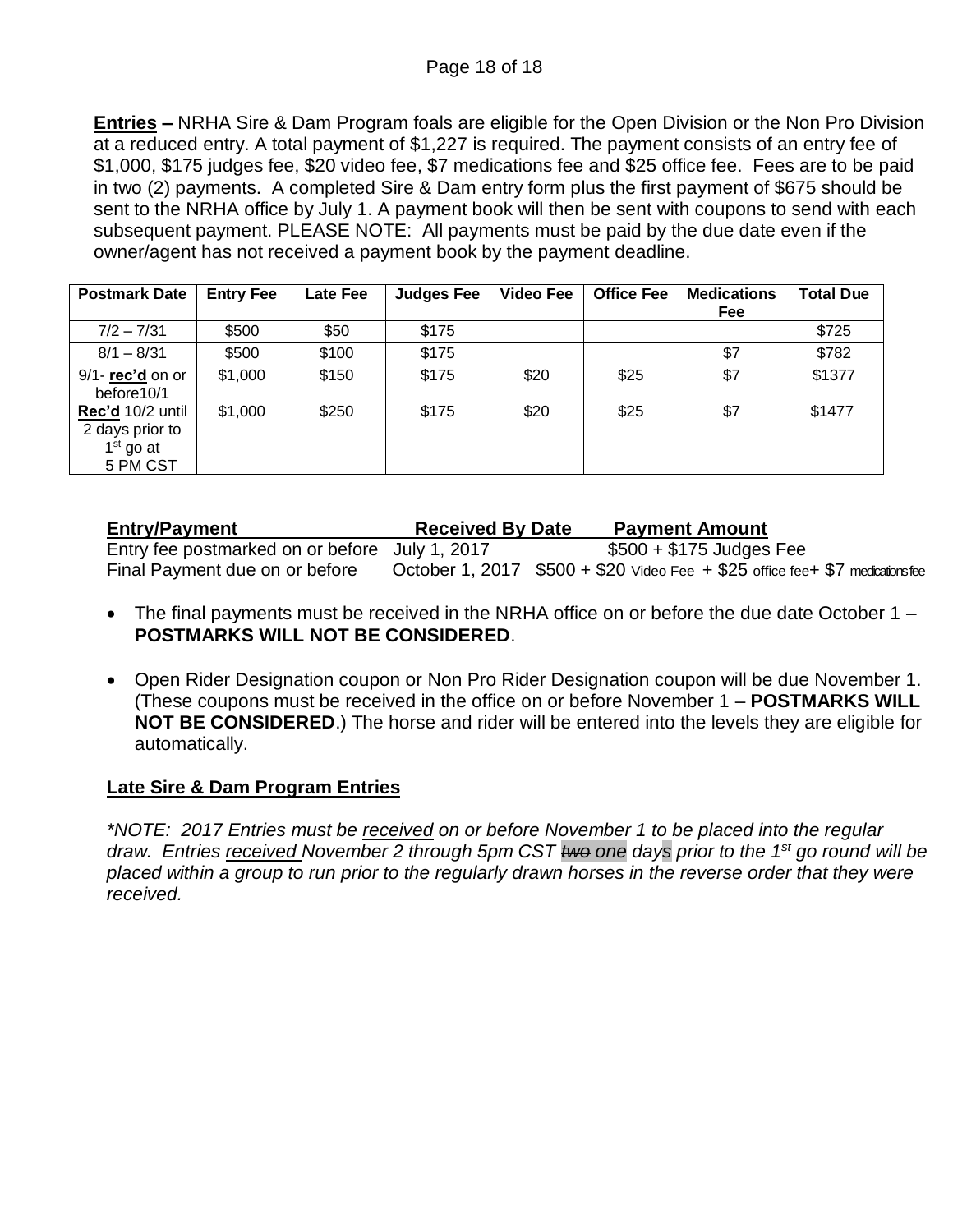**Entries –** NRHA Sire & Dam Program foals are eligible for the Open Division or the Non Pro Division at a reduced entry. A total payment of $1,227 is required. The payment consists of an entry fee of $1,000, $175 judges fee, $20 video fee, $7 medications fee and $25 office fee. Fees are to be paid in two (2) payments. A completed Sire & Dam entry form plus the first payment of $675 should be sent to the NRHA office by July 1. A payment book will then be sent with coupons to send with each subsequent payment. PLEASE NOTE: All payments must be paid by the due date even if the owner/agent has not received a payment book by the payment deadline.

| Postmark Date | Entry Fee | Late Fee | Judges Fee | Video Fee | Office Fee | Medications Fee | Total Due |
|---|---|---|---|---|---|---|---|
| 7/2 – 7/31 | $500 | $50 | $175 | | | | $725 |
| 8/1 – 8/31 | $500 | $100 | $175 | | | $7 | $782 |
| 9/1- **rec'd** on or before10/1 | $1,000 | $150 | $175 | $20 | $25 | $7 | $1377 |
| **Rec'd** 10/2 until 2 days prior to 1st go at 5 PM CST | $1,000 | $250 | $175 | $20 | $25 | $7 | $1477 |

| Entry/Payment | Received By Date | Payment Amount |
|---|---|---|
| Entry fee postmarked on or before | July 1, 2017 | $500 + $175 Judges Fee |
| Final Payment due on or before | October 1, 2017 | $500 + $20 Video Fee + $25 office fee+ $7 medications fee |

- The final payments must be received in the NRHA office on or before the due date October 1 – **POSTMARKS WILL NOT BE CONSIDERED**.
- Open Rider Designation coupon or Non Pro Rider Designation coupon will be due November 1. (These coupons must be received in the office on or before November 1 – **POSTMARKS WILL NOT BE CONSIDERED**.) The horse and rider will be entered into the levels they are eligible for automatically.

**Late Sire & Dam Program Entries**

*\*NOTE: 2017 Entries must be received on or before November 1 to be placed into the regular draw. Entries received November 2 through 5pm CST ~~two~~ one days prior to the 1st go round will be placed within a group to run prior to the regularly drawn horses in the reverse order that they were received.*